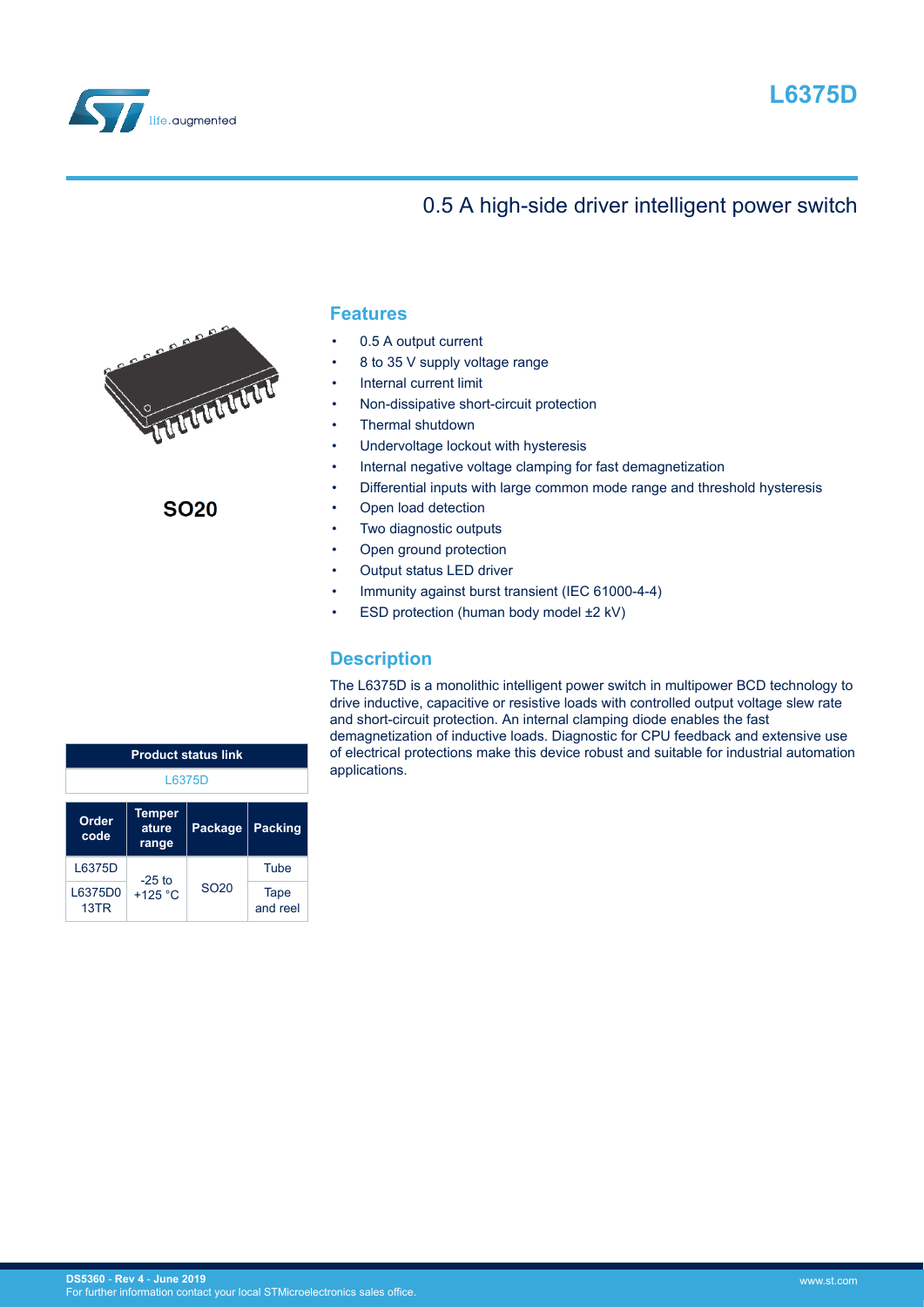# L6375D

## 0.5 A high-side driver intelligent power switch

SO20

| Product status link |
| --- |
| L6375D |

| Order code | Temperature range | Package | Packing |
| --- | --- | --- | --- |
| L6375D | -25 to +125 °C | SO20 | Tube |
| L6375D013TR | | | Tape and reel |

## Features

- 0.5 A output current
- 8 to 35 V supply voltage range
- Internal current limit
- Non-dissipative short-circuit protection
- Thermal shutdown
- Undervoltage lockout with hysteresis
- Internal negative voltage clamping for fast demagnetization
- Differential inputs with large common mode range and threshold hysteresis
- Open load detection
- Two diagnostic outputs
- Open ground protection
- Output status LED driver
- Immunity against burst transient (IEC 61000-4-4)
- ESD protection (human body model ±2 kV)

## Description

The L6375D is a monolithic intelligent power switch in multipower BCD technology to drive inductive, capacitive or resistive loads with controlled output voltage slew rate and short-circuit protection. An internal clamping diode enables the fast demagnetization of inductive loads. Diagnostic for CPU feedback and extensive use of electrical protections make this device robust and suitable for industrial automation applications.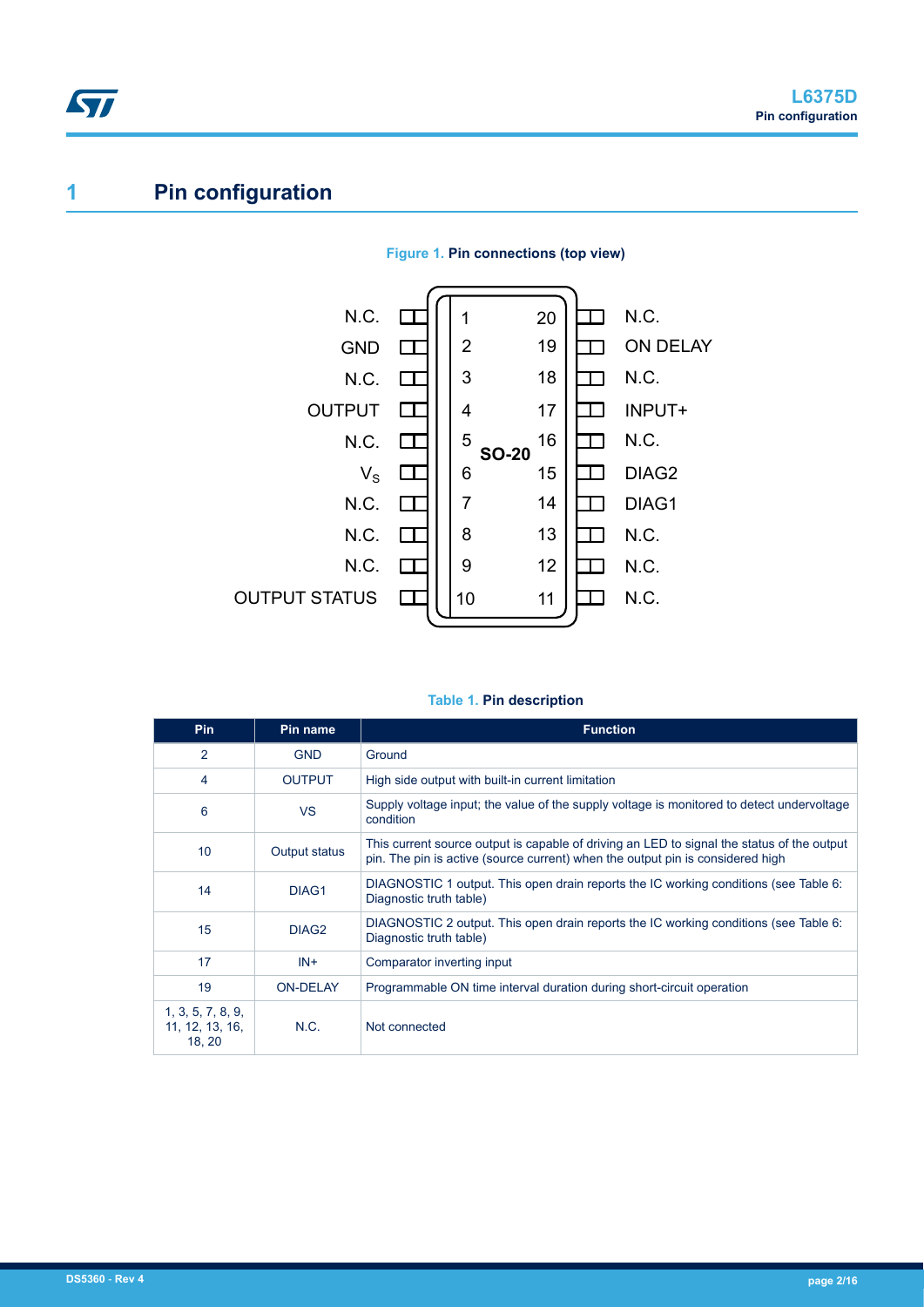# 1 Pin configuration

**Figure 1. Pin connections (top view)**

| Pin name | Pin | Pin | Pin name |
|---|---|---|---|
| N.C. | 1 | 20 | N.C. |
| GND | 2 | 19 | ON DELAY |
| N.C. | 3 | 18 | N.C. |
| OUTPUT | 4 | 17 | INPUT+ |
| N.C. | 5 | 16 | N.C. |
| $V_S$ | 6 | 15 | DIAG2 |
| N.C. | 7 | 14 | DIAG1 |
| N.C. | 8 | 13 | N.C. |
| N.C. | 9 | 12 | N.C. |
| OUTPUT STATUS | 10 | 11 | N.C. |

SO-20

**Table 1. Pin description**

| Pin | Pin name | Function |
|---|---|---|
| 2 | GND | Ground |
| 4 | OUTPUT | High side output with built-in current limitation |
| 6 | VS | Supply voltage input; the value of the supply voltage is monitored to detect undervoltage condition |
| 10 | Output status | This current source output is capable of driving an LED to signal the status of the output pin. The pin is active (source current) when the output pin is considered high |
| 14 | DIAG1 | DIAGNOSTIC 1 output. This open drain reports the IC working conditions (see Table 6: Diagnostic truth table) |
| 15 | DIAG2 | DIAGNOSTIC 2 output. This open drain reports the IC working conditions (see Table 6: Diagnostic truth table) |
| 17 | IN+ | Comparator inverting input |
| 19 | ON-DELAY | Programmable ON time interval duration during short-circuit operation |
| 1, 3, 5, 7, 8, 9, 11, 12, 13, 16, 18, 20 | N.C. | Not connected |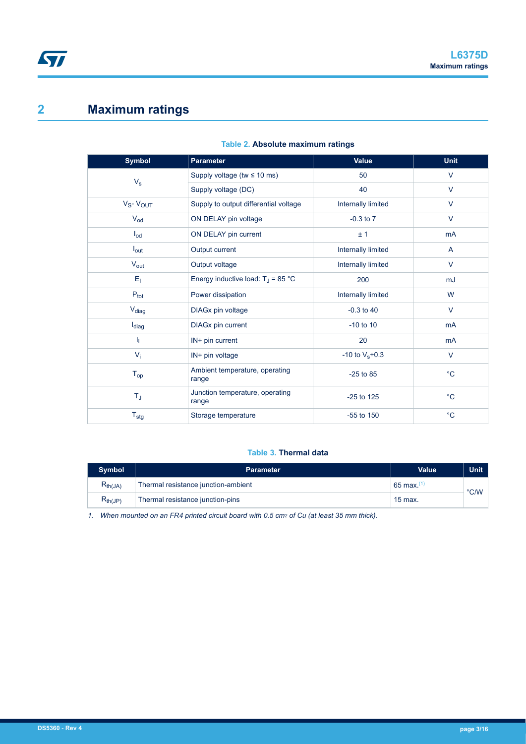## 2 Maximum ratings

**Table 2. Absolute maximum ratings**

| Symbol | Parameter | Value | Unit |
|---|---|---|---|
| $V_s$ | Supply voltage (tw ≤ 10 ms) | 50 | V |
| | Supply voltage (DC) | 40 | V |
| $V_S$- $V_{OUT}$ | Supply to output differential voltage | Internally limited | V |
| $V_{od}$ | ON DELAY pin voltage | -0.3 to 7 | V |
| $I_{od}$ | ON DELAY pin current | ± 1 | mA |
| $I_{out}$ | Output current | Internally limited | A |
| $V_{out}$ | Output voltage | Internally limited | V |
| $E_l$ | Energy inductive load: $T_J$ = 85 °C | 200 | mJ |
| $P_{tot}$ | Power dissipation | Internally limited | W |
| $V_{diag}$ | DIAGx pin voltage | -0.3 to 40 | V |
| $I_{diag}$ | DIAGx pin current | -10 to 10 | mA |
| $I_i$ | IN+ pin current | 20 | mA |
| $V_i$ | IN+ pin voltage | -10 to $V_s$+0.3 | V |
| $T_{op}$ | Ambient temperature, operating range | -25 to 85 | °C |
| $T_J$ | Junction temperature, operating range | -25 to 125 | °C |
| $T_{stg}$ | Storage temperature | -55 to 150 | °C |

**Table 3. Thermal data**

| Symbol | Parameter | Value | Unit |
|---|---|---|---|
| $R_{th(JA)}$ | Thermal resistance junction-ambient | 65 max.[1] | °C/W |
| $R_{th(JP)}$ | Thermal resistance junction-pins | 15 max. | |

*1. When mounted on an FR4 printed circuit board with 0.5 cm2 of Cu (at least 35 mm thick).*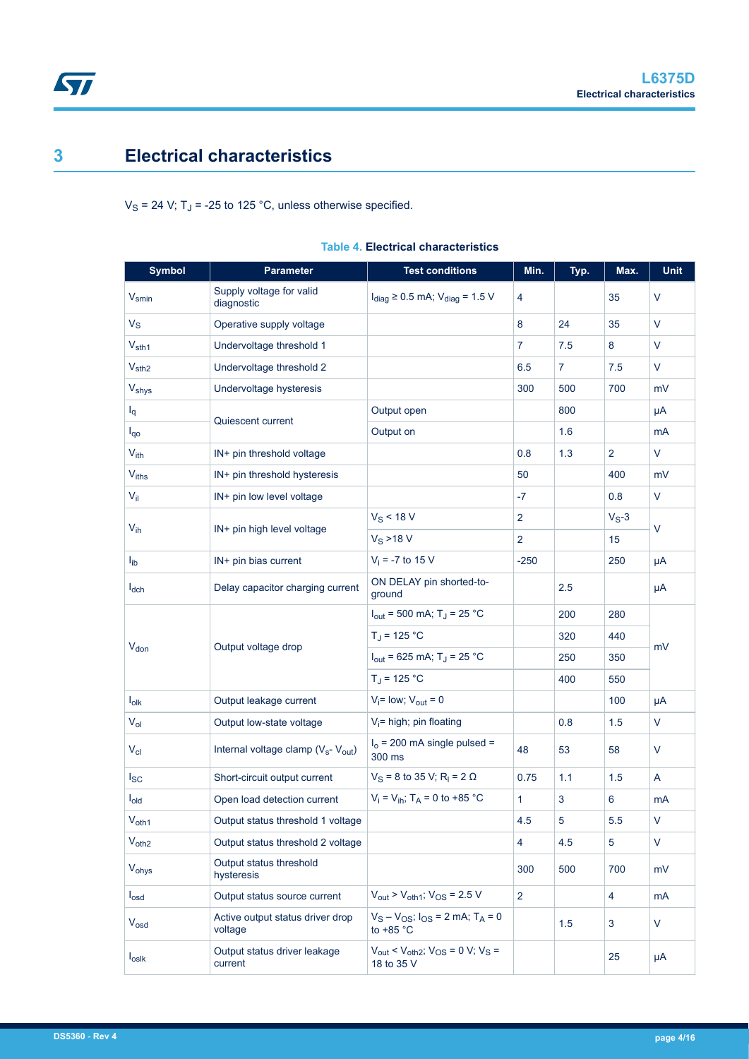# 3 Electrical characteristics

$V_S$ = 24 V; $T_J$ = -25 to 125 °C, unless otherwise specified.

**Table 4. Electrical characteristics**

| Symbol | Parameter | Test conditions | Min. | Typ. | Max. | Unit |
|---|---|---|---|---|---|---|
| $V_{smin}$ | Supply voltage for valid diagnostic | $I_{diag}$ ≥ 0.5 mA; $V_{diag}$ = 1.5 V | 4 | | 35 | V |
| $V_S$ | Operative supply voltage | | 8 | 24 | 35 | V |
| $V_{sth1}$ | Undervoltage threshold 1 | | 7 | 7.5 | 8 | V |
| $V_{sth2}$ | Undervoltage threshold 2 | | 6.5 | 7 | 7.5 | V |
| $V_{shys}$ | Undervoltage hysteresis | | 300 | 500 | 700 | mV |
| $I_q$ | Quiescent current | Output open | | 800 | | µA |
| $I_{qo}$ | | Output on | | 1.6 | | mA |
| $V_{ith}$ | IN+ pin threshold voltage | | 0.8 | 1.3 | 2 | V |
| $V_{iths}$ | IN+ pin threshold hysteresis | | 50 | | 400 | mV |
| $V_{il}$ | IN+ pin low level voltage | | -7 | | 0.8 | V |
| $V_{ih}$ | IN+ pin high level voltage | $V_S$ < 18 V | 2 | | $V_S$-3 | V |
| | | $V_S$ >18 V | 2 | | 15 | |
| $I_{ib}$ | IN+ pin bias current | $V_i$ = -7 to 15 V | -250 | | 250 | µA |
| $I_{dch}$ | Delay capacitor charging current | ON DELAY pin shorted-to-ground | | 2.5 | | µA |
| $V_{don}$ | Output voltage drop | $I_{out}$ = 500 mA; $T_J$ = 25 °C | | 200 | 280 | mV |
| | | $T_J$ = 125 °C | | 320 | 440 | |
| | | $I_{out}$ = 625 mA; $T_J$ = 25 °C | | 250 | 350 | |
| | | $T_J$ = 125 °C | | 400 | 550 | |
| $I_{olk}$ | Output leakage current | $V_i$= low; $V_{out}$ = 0 | | | 100 | µA |
| $V_{ol}$ | Output low-state voltage | $V_i$= high; pin floating | | 0.8 | 1.5 | V |
| $V_{cl}$ | Internal voltage clamp ($V_s$- $V_{out}$) | $I_o$ = 200 mA single pulsed = 300 ms | 48 | 53 | 58 | V |
| $I_{SC}$ | Short-circuit output current | $V_S$ = 8 to 35 V; $R_l$ = 2 Ω | 0.75 | 1.1 | 1.5 | A |
| $I_{old}$ | Open load detection current | $V_i$ = $V_{ih}$; $T_A$ = 0 to +85 °C | 1 | 3 | 6 | mA |
| $V_{oth1}$ | Output status threshold 1 voltage | | 4.5 | 5 | 5.5 | V |
| $V_{oth2}$ | Output status threshold 2 voltage | | 4 | 4.5 | 5 | V |
| $V_{ohys}$ | Output status threshold hysteresis | | 300 | 500 | 700 | mV |
| $I_{osd}$ | Output status source current | $V_{out}$ > $V_{oth1}$; $V_{OS}$ = 2.5 V | 2 | | 4 | mA |
| $V_{osd}$ | Active output status driver drop voltage | $V_S$ – $V_{OS}$; $I_{OS}$ = 2 mA; $T_A$ = 0 to +85 °C | | 1.5 | 3 | V |
| $I_{oslk}$ | Output status driver leakage current | $V_{out}$ < $V_{oth2}$; $V_{OS}$ = 0 V; $V_S$ = 18 to 35 V | | | 25 | µA |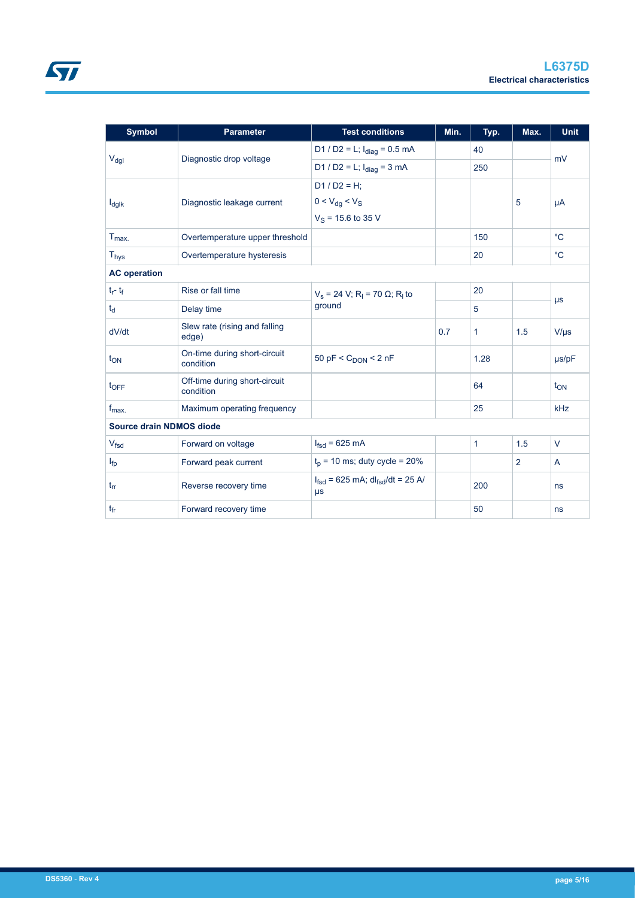| Symbol | Parameter | Test conditions | Min. | Typ. | Max. | Unit |
|---|---|---|---|---|---|---|
| $V_{dgl}$ | Diagnostic drop voltage | D1 / D2 = L; $I_{diag}$ = 0.5 mA | | 40 | | mV |
| | | D1 / D2 = L; $I_{diag}$ = 3 mA | | 250 | | |
| $I_{dglk}$ | Diagnostic leakage current | D1 / D2 = H; $0 < V_{dg} < V_S$; $V_S$ = 15.6 to 35 V | | | 5 | µA |
| $T_{max.}$ | Overtemperature upper threshold | | | 150 | | °C |
| $T_{hys}$ | Overtemperature hysteresis | | | 20 | | °C |
| **AC operation** | | | | | | |
| $t_r$- $t_f$ | Rise or fall time | $V_s$ = 24 V; $R_l$ = 70 Ω; $R_l$ to ground | | 20 | | µs |
| $t_d$ | Delay time | | | 5 | | |
| dV/dt | Slew rate (rising and falling edge) | | 0.7 | 1 | 1.5 | V/µs |
| $t_{ON}$ | On-time during short-circuit condition | 50 pF < $C_{DON}$ < 2 nF | | 1.28 | | µs/pF |
| $t_{OFF}$ | Off-time during short-circuit condition | | | 64 | | $t_{ON}$ |
| $f_{max.}$ | Maximum operating frequency | | | 25 | | kHz |
| **Source drain NDMOS diode** | | | | | | |
| $V_{fsd}$ | Forward on voltage | $I_{fsd}$ = 625 mA | | 1 | 1.5 | V |
| $I_{fp}$ | Forward peak current | $t_p$ = 10 ms; duty cycle = 20% | | | 2 | A |
| $t_{rr}$ | Reverse recovery time | $I_{fsd}$ = 625 mA; $dI_{fsd}/dt$ = 25 A/µs | | 200 | | ns |
| $t_{fr}$ | Forward recovery time | | | 50 | | ns |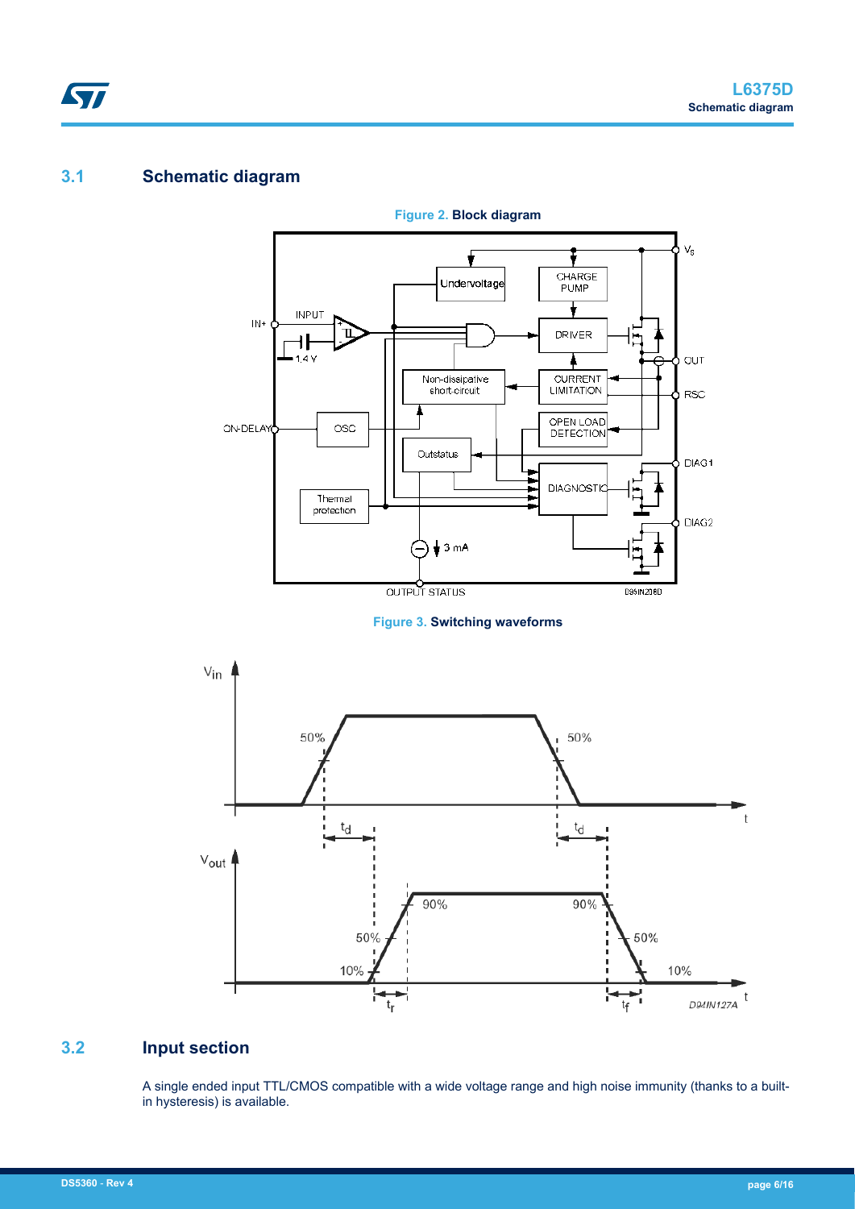## 3.1 Schematic diagram

**Figure 2. Block diagram**

**Figure 3. Switching waveforms**

## 3.2 Input section

A single ended input TTL/CMOS compatible with a wide voltage range and high noise immunity (thanks to a built-in hysteresis) is available.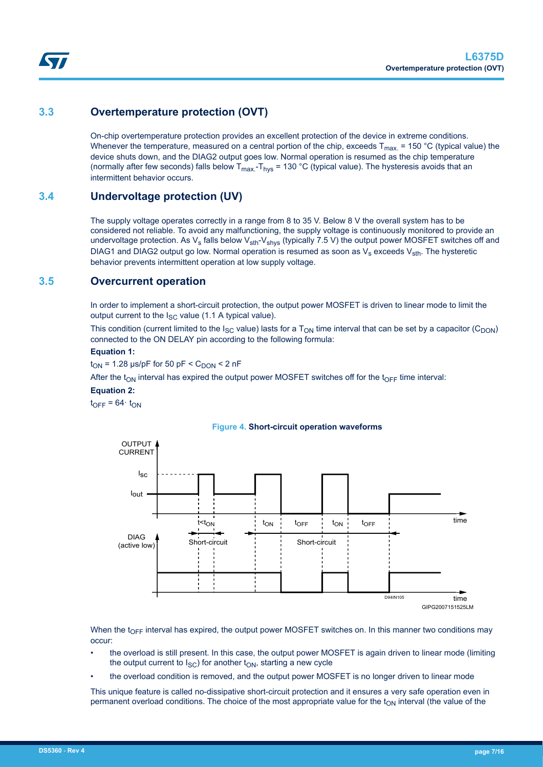## 3.3 Overtemperature protection (OVT)

On-chip overtemperature protection provides an excellent protection of the device in extreme conditions. Whenever the temperature, measured on a central portion of the chip, exceeds $T_{max.}$ = 150 °C (typical value) the device shuts down, and the DIAG2 output goes low. Normal operation is resumed as the chip temperature (normally after few seconds) falls below $T_{max.}$-$T_{hys}$ = 130 °C (typical value). The hysteresis avoids that an intermittent behavior occurs.

## 3.4 Undervoltage protection (UV)

The supply voltage operates correctly in a range from 8 to 35 V. Below 8 V the overall system has to be considered not reliable. To avoid any malfunctioning, the supply voltage is continuously monitored to provide an undervoltage protection. As $V_s$ falls below $V_{sth}$-$V_{shys}$ (typically 7.5 V) the output power MOSFET switches off and DIAG1 and DIAG2 output go low. Normal operation is resumed as soon as $V_s$ exceeds $V_{sth}$. The hysteretic behavior prevents intermittent operation at low supply voltage.

## 3.5 Overcurrent operation

In order to implement a short-circuit protection, the output power MOSFET is driven to linear mode to limit the output current to the $I_{SC}$ value (1.1 A typical value).

This condition (current limited to the $I_{SC}$ value) lasts for a $T_{ON}$ time interval that can be set by a capacitor ($C_{DON}$) connected to the ON DELAY pin according to the following formula:

**Equation 1:**

$t_{ON}$ = 1.28 µs/pF for 50 pF < $C_{DON}$ < 2 nF

After the $t_{ON}$ interval has expired the output power MOSFET switches off for the $t_{OFF}$ time interval:

**Equation 2:**

$t_{OFF} = 64 \cdot t_{ON}$

**Figure 4. Short-circuit operation waveforms**

When the $t_{OFF}$ interval has expired, the output power MOSFET switches on. In this manner two conditions may occur:

- the overload is still present. In this case, the output power MOSFET is again driven to linear mode (limiting the output current to $I_{SC}$) for another $t_{ON}$, starting a new cycle
- the overload condition is removed, and the output power MOSFET is no longer driven to linear mode

This unique feature is called no-dissipative short-circuit protection and it ensures a very safe operation even in permanent overload conditions. The choice of the most appropriate value for the $t_{ON}$ interval (the value of the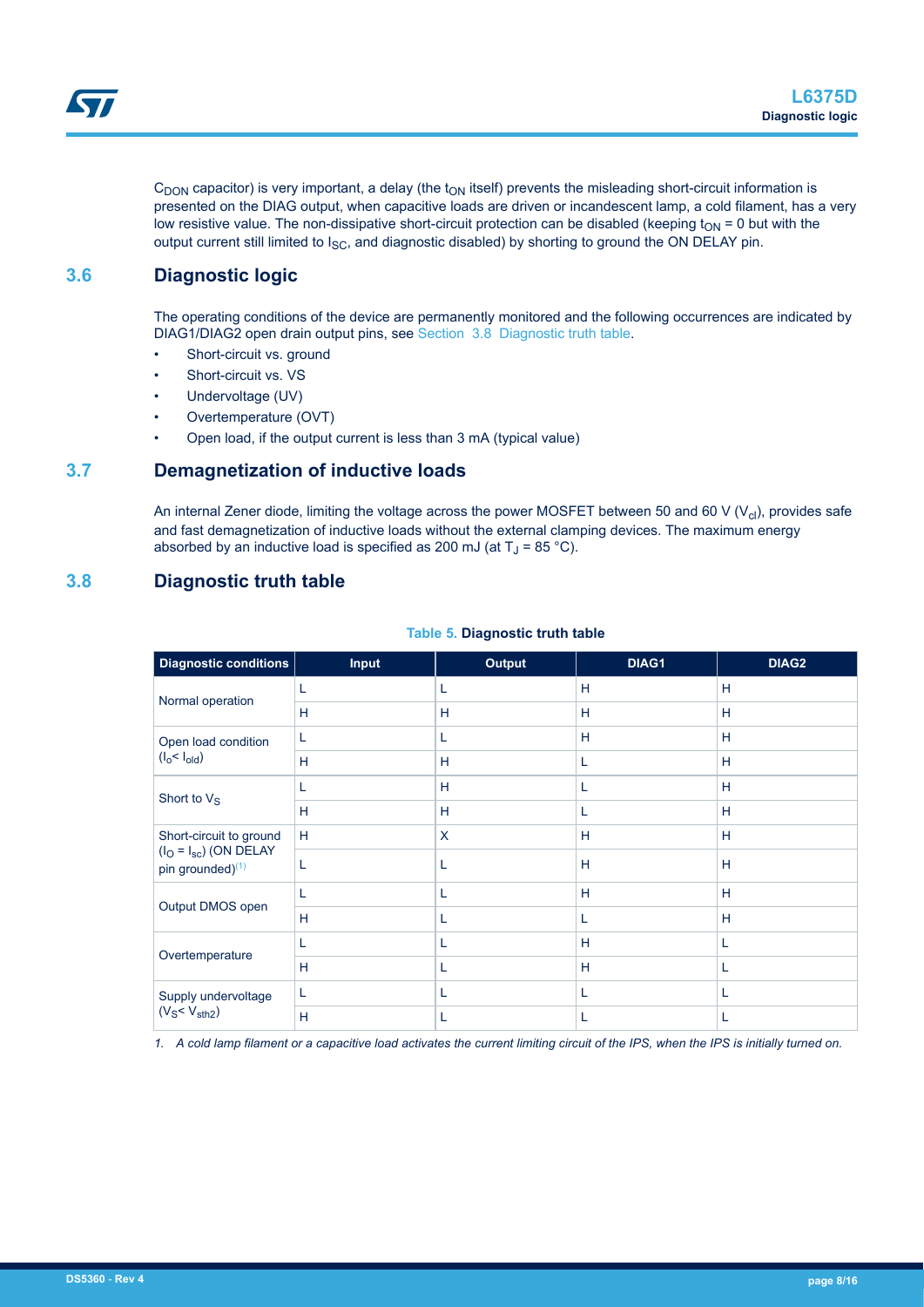$C_{DON}$ capacitor) is very important, a delay (the $t_{ON}$ itself) prevents the misleading short-circuit information is presented on the DIAG output, when capacitive loads are driven or incandescent lamp, a cold filament, has a very low resistive value. The non-dissipative short-circuit protection can be disabled (keeping $t_{ON}$ = 0 but with the output current still limited to $I_{SC}$, and diagnostic disabled) by shorting to ground the ON DELAY pin.

## 3.6 Diagnostic logic

The operating conditions of the device are permanently monitored and the following occurrences are indicated by DIAG1/DIAG2 open drain output pins, see Section 3.8 Diagnostic truth table.

- Short-circuit vs. ground
- Short-circuit vs. VS
- Undervoltage (UV)
- Overtemperature (OVT)
- Open load, if the output current is less than 3 mA (typical value)

## 3.7 Demagnetization of inductive loads

An internal Zener diode, limiting the voltage across the power MOSFET between 50 and 60 V ($V_{cl}$), provides safe and fast demagnetization of inductive loads without the external clamping devices. The maximum energy absorbed by an inductive load is specified as 200 mJ (at $T_J$ = 85 °C).

## 3.8 Diagnostic truth table

**Table 5. Diagnostic truth table**

| Diagnostic conditions | Input | Output | DIAG1 | DIAG2 |
|---|---|---|---|---|
| Normal operation | L | L | H | H |
| | H | H | H | H |
| Open load condition ($I_o$< $I_{old}$) | L | L | H | H |
| | H | H | L | H |
| Short to $V_S$ | L | H | L | H |
| | H | H | L | H |
| Short-circuit to ground ($I_O$ = $I_{sc}$) (ON DELAY pin grounded)[1] | H | X | H | H |
| | L | L | H | H |
| Output DMOS open | L | L | H | H |
| | H | L | L | H |
| Overtemperature | L | L | H | L |
| | H | L | H | L |
| Supply undervoltage ($V_S$< $V_{sth2}$) | L | L | L | L |
| | H | L | L | L |

*1. A cold lamp filament or a capacitive load activates the current limiting circuit of the IPS, when the IPS is initially turned on.*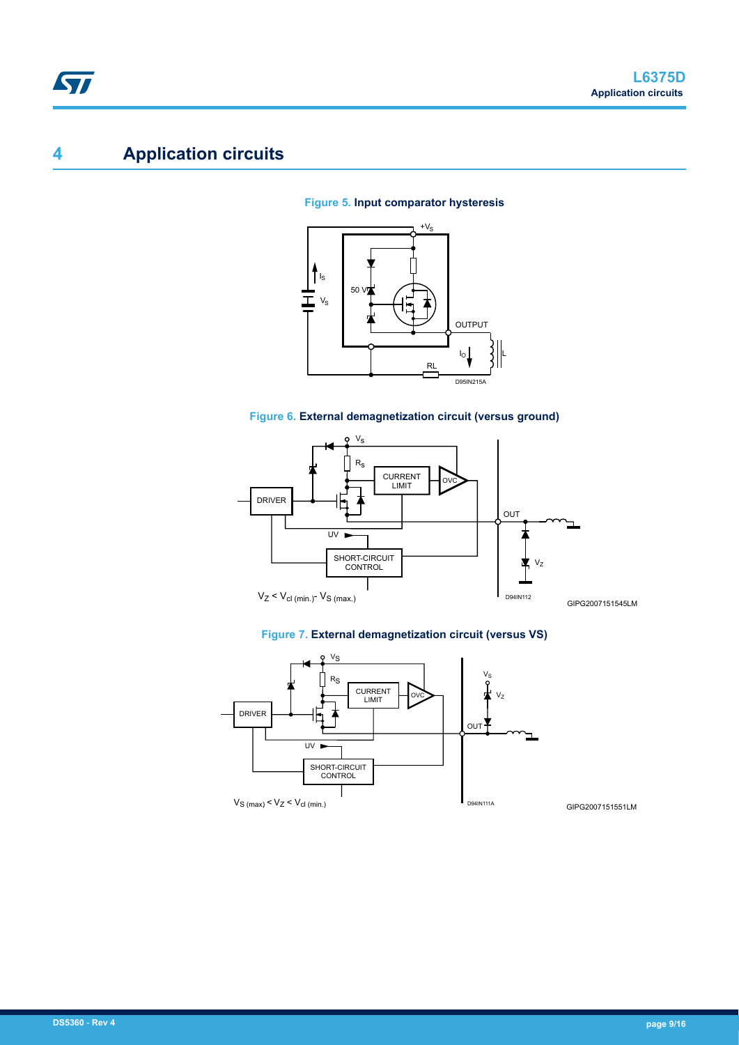# 4 Application circuits

**Figure 5. Input comparator hysteresis**

**Figure 6. External demagnetization circuit (versus ground)**

$V_Z < V_{cl\,(min.)} - V_{S\,(max.)}$

**Figure 7. External demagnetization circuit (versus VS)**

$V_{S\,(max)} < V_Z < V_{cl\,(min.)}$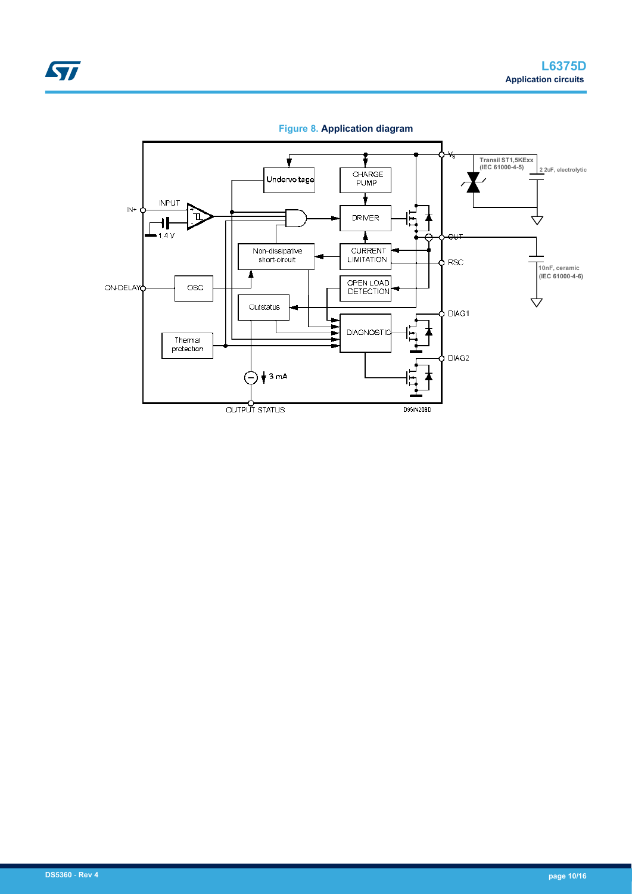**Figure 8. Application diagram**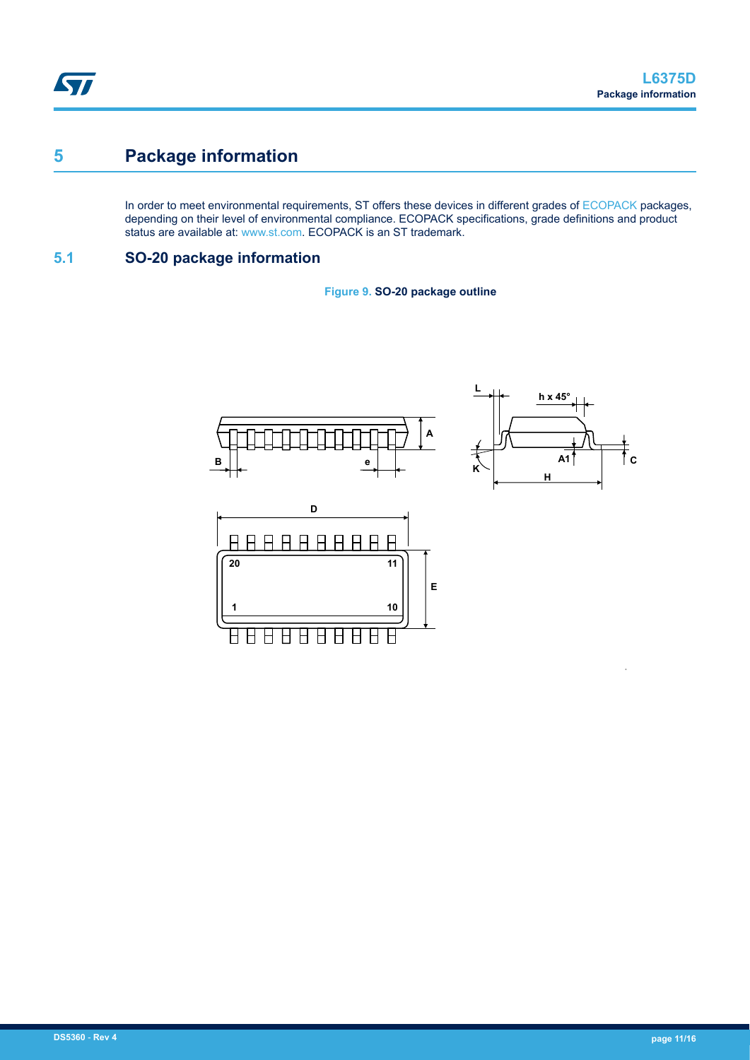# 5 Package information

In order to meet environmental requirements, ST offers these devices in different grades of ECOPACK packages, depending on their level of environmental compliance. ECOPACK specifications, grade definitions and product status are available at: www.st.com. ECOPACK is an ST trademark.

## 5.1 SO-20 package information

Figure 9. SO-20 package outline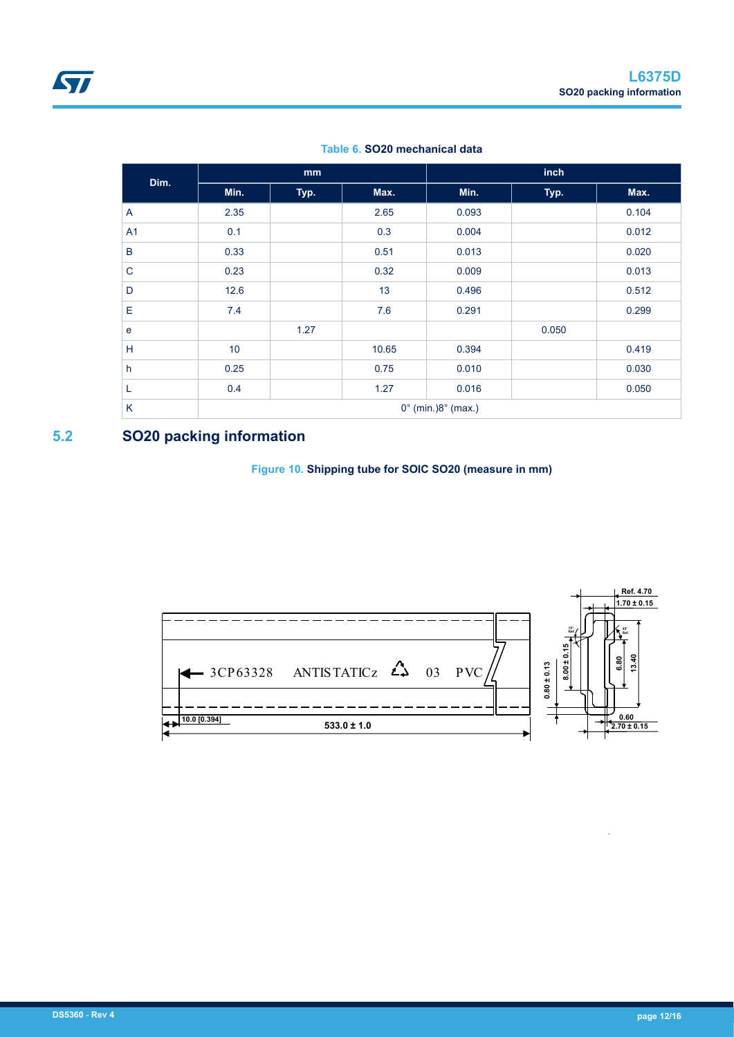Table 6. **SO20 mechanical data**

| Dim. | mm | | | inch | | |
|---|---|---|---|---|---|---|
| | Min. | Typ. | Max. | Min. | Typ. | Max. |
| A | 2.35 | | 2.65 | 0.093 | | 0.104 |
| A1 | 0.1 | | 0.3 | 0.004 | | 0.012 |
| B | 0.33 | | 0.51 | 0.013 | | 0.020 |
| C | 0.23 | | 0.32 | 0.009 | | 0.013 |
| D | 12.6 | | 13 | 0.496 | | 0.512 |
| E | 7.4 | | 7.6 | 0.291 | | 0.299 |
| e | | 1.27 | | | 0.050 | |
| H | 10 | | 10.65 | 0.394 | | 0.419 |
| h | 0.25 | | 0.75 | 0.010 | | 0.030 |
| L | 0.4 | | 1.27 | 0.016 | | 0.050 |
| K | 0° (min.)8° (max.) | | | | | |

## 5.2 SO20 packing information

Figure 10. **Shipping tube for SOIC SO20 (measure in mm)**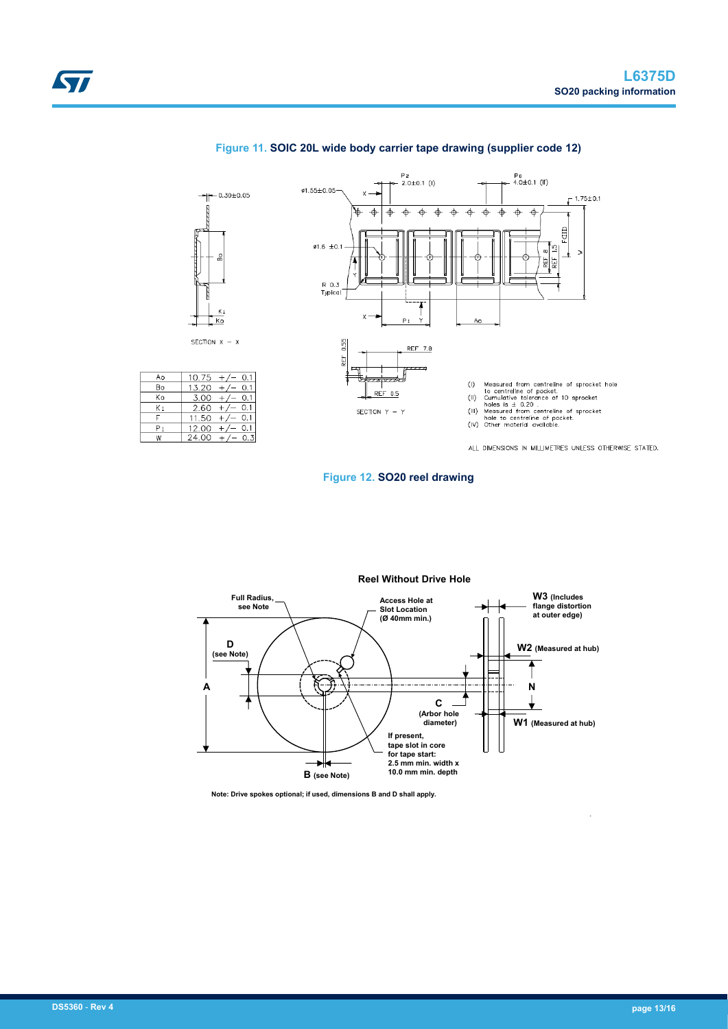Figure 11. **SOIC 20L wide body carrier tape drawing (supplier code 12)**

| Ao | 10.75 +/− 0.1 |
|---|---|
| Bo | 13.20 +/− 0.1 |
| Ko | 3.00 +/− 0.1 |
| K1 | 2.60 +/− 0.1 |
| F | 11.50 +/− 0.1 |
| P1 | 12.00 +/− 0.1 |
| W | 24.00 +/− 0.3 |

(I) Measured from centreline of sprocket hole to centreline of pocket.
(II) Cumulative tolerance of 10 sprocket holes is ± 0.20 .
(III) Measured from centreline of sprocket hole to centreline of pocket.
(IV) Other material available.

ALL DIMENSIONS IN MILLIMETRES UNLESS OTHERWISE STATED.

Figure 12. **SO20 reel drawing**

Note: Drive spokes optional; if used, dimensions B and D shall apply.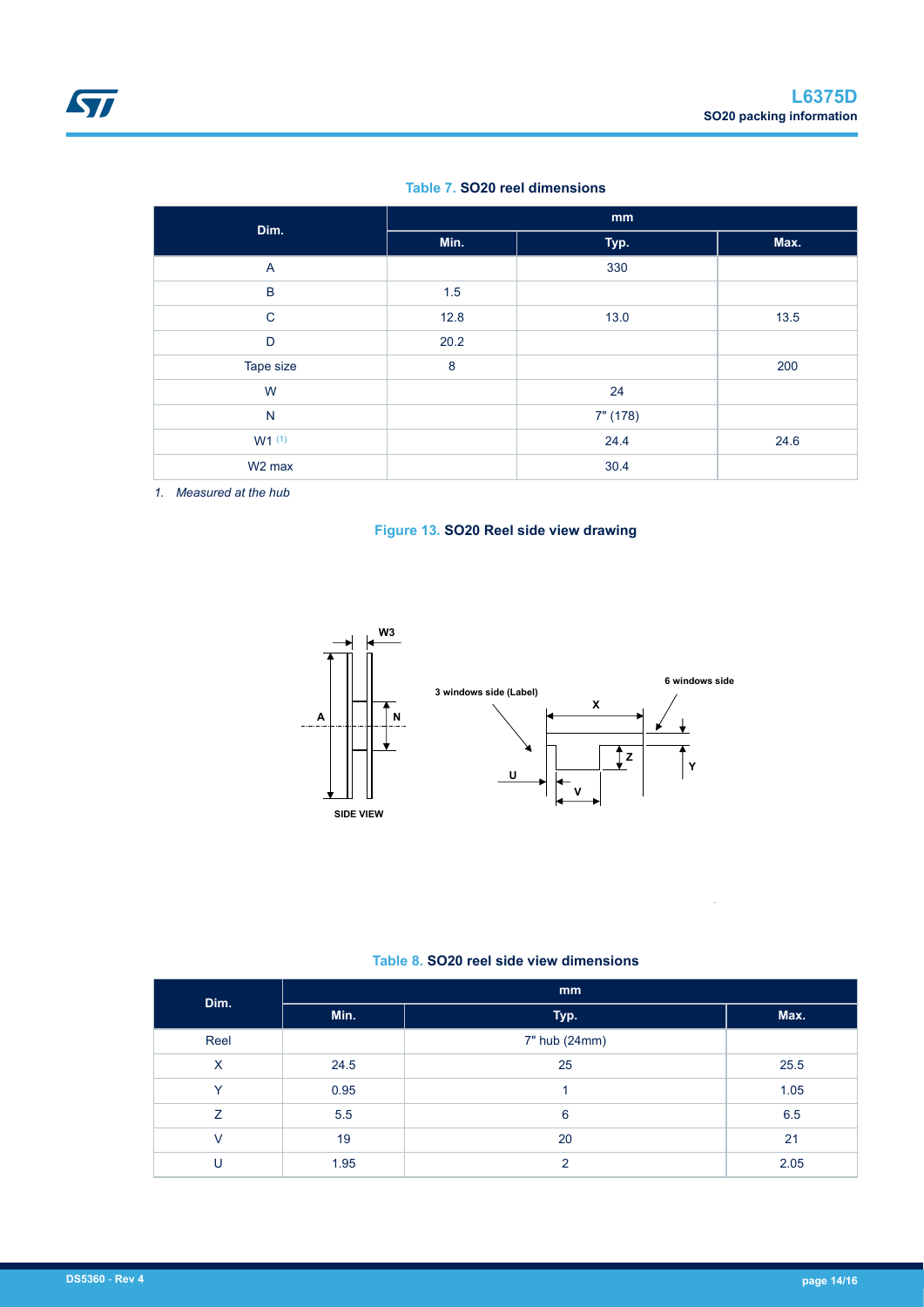**Table 7. SO20 reel dimensions**

| Dim. | mm | | |
|---|---|---|---|
| | Min. | Typ. | Max. |
| A | | 330 | |
| B | 1.5 | | |
| C | 12.8 | 13.0 | 13.5 |
| D | 20.2 | | |
| Tape size | 8 | | 200 |
| W | | 24 | |
| N | | 7" (178) | |
| W1 [(1)] | | 24.4 | 24.6 |
| W2 max | | 30.4 | |

*1. Measured at the hub*

**Figure 13. SO20 Reel side view drawing**

**Table 8. SO20 reel side view dimensions**

| Dim. | mm | | |
|---|---|---|---|
| | Min. | Typ. | Max. |
| Reel | | 7" hub (24mm) | |
| X | 24.5 | 25 | 25.5 |
| Y | 0.95 | 1 | 1.05 |
| Z | 5.5 | 6 | 6.5 |
| V | 19 | 20 | 21 |
| U | 1.95 | 2 | 2.05 |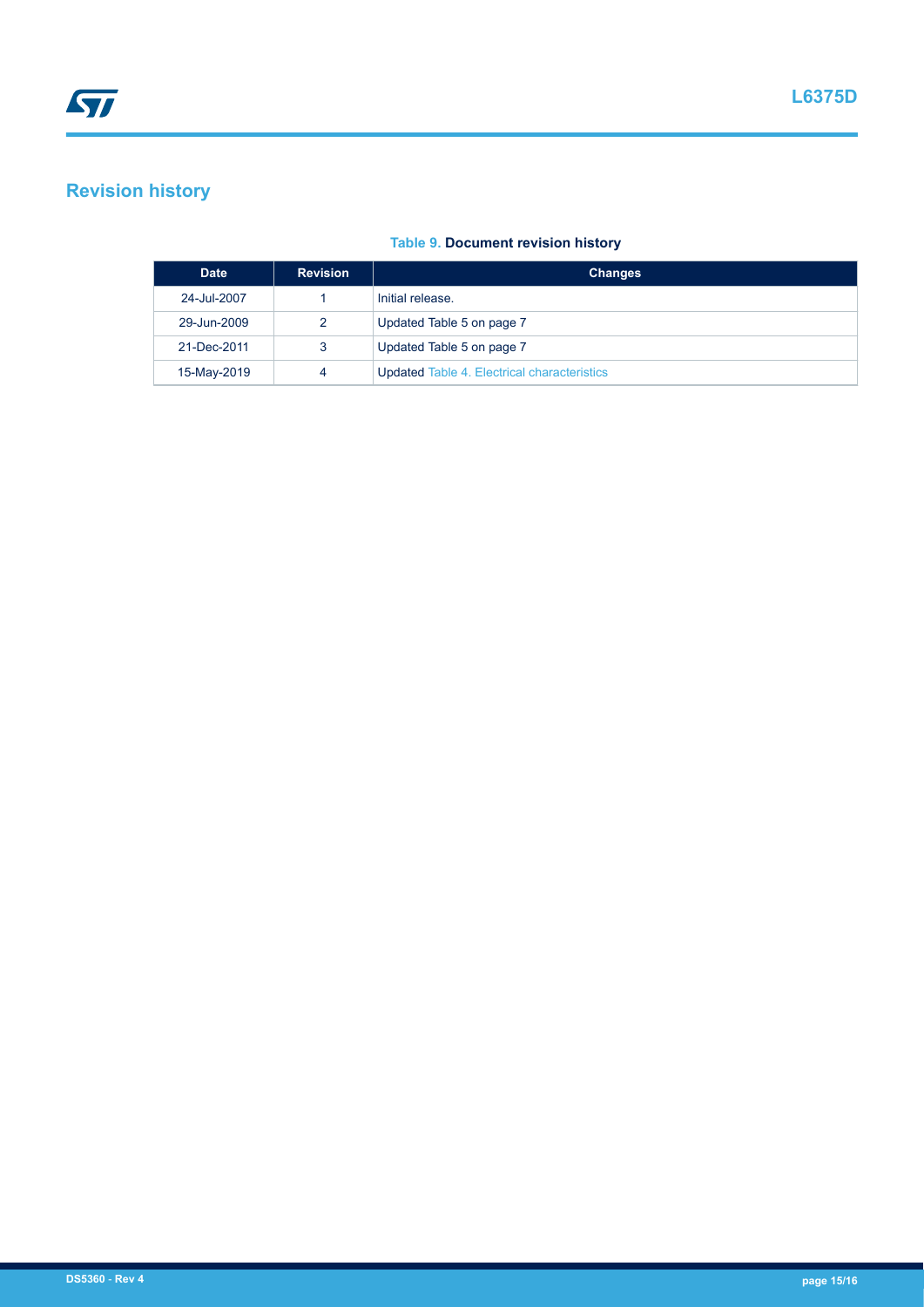## Revision history

**Table 9. Document revision history**

| Date | Revision | Changes |
| --- | --- | --- |
| 24-Jul-2007 | 1 | Initial release. |
| 29-Jun-2009 | 2 | Updated Table 5 on page 7 |
| 21-Dec-2011 | 3 | Updated Table 5 on page 7 |
| 15-May-2019 | 4 | Updated Table 4. Electrical characteristics |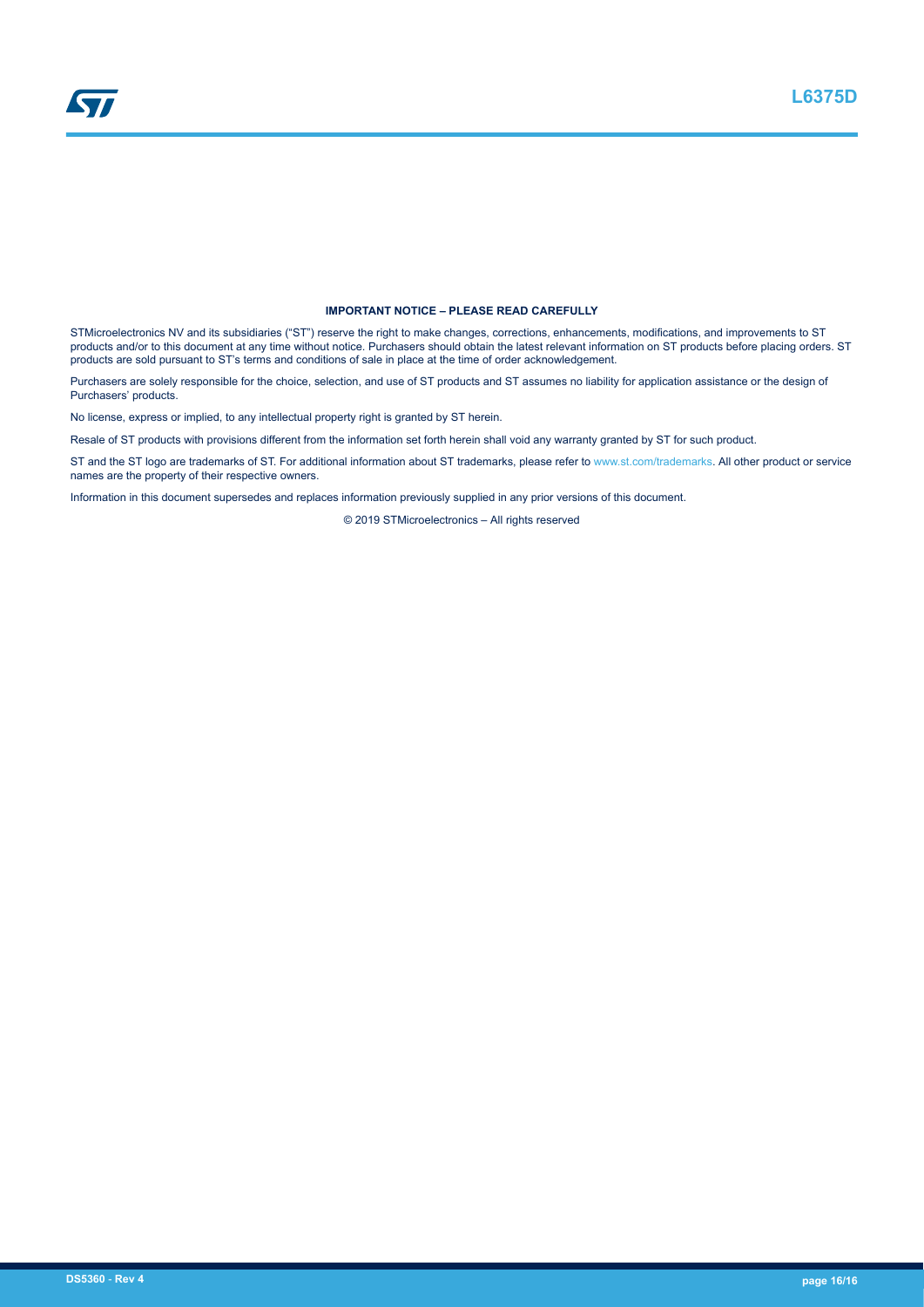**IMPORTANT NOTICE – PLEASE READ CAREFULLY**

STMicroelectronics NV and its subsidiaries ("ST") reserve the right to make changes, corrections, enhancements, modifications, and improvements to ST products and/or to this document at any time without notice. Purchasers should obtain the latest relevant information on ST products before placing orders. ST products are sold pursuant to ST's terms and conditions of sale in place at the time of order acknowledgement.

Purchasers are solely responsible for the choice, selection, and use of ST products and ST assumes no liability for application assistance or the design of Purchasers' products.

No license, express or implied, to any intellectual property right is granted by ST herein.

Resale of ST products with provisions different from the information set forth herein shall void any warranty granted by ST for such product.

ST and the ST logo are trademarks of ST. For additional information about ST trademarks, please refer to www.st.com/trademarks. All other product or service names are the property of their respective owners.

Information in this document supersedes and replaces information previously supplied in any prior versions of this document.

© 2019 STMicroelectronics – All rights reserved